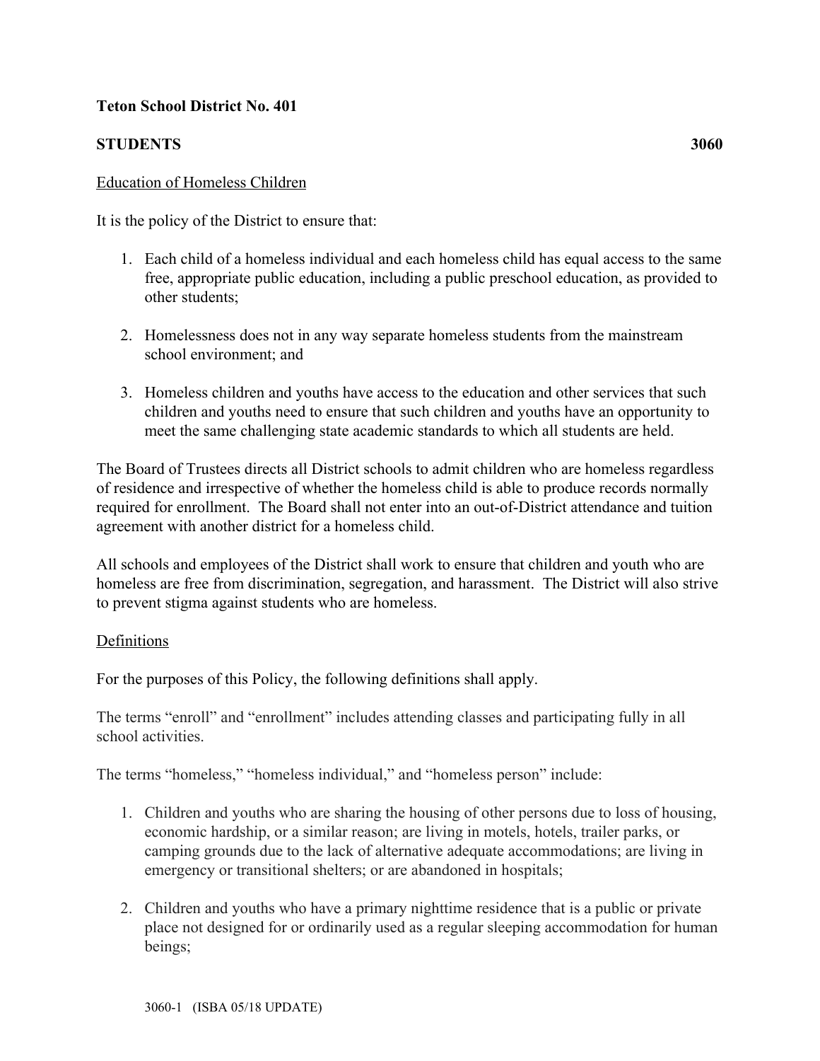**Teton School District No. 401**

**STUDENTS** **3060**

Education of Homeless Children

It is the policy of the District to ensure that:

1. Each child of a homeless individual and each homeless child has equal access to the same free, appropriate public education, including a public preschool education, as provided to other students;

2. Homelessness does not in any way separate homeless students from the mainstream school environment; and

3. Homeless children and youths have access to the education and other services that such children and youths need to ensure that such children and youths have an opportunity to meet the same challenging state academic standards to which all students are held.

The Board of Trustees directs all District schools to admit children who are homeless regardless of residence and irrespective of whether the homeless child is able to produce records normally required for enrollment. The Board shall not enter into an out-of-District attendance and tuition agreement with another district for a homeless child.

All schools and employees of the District shall work to ensure that children and youth who are homeless are free from discrimination, segregation, and harassment. The District will also strive to prevent stigma against students who are homeless.

Definitions

For the purposes of this Policy, the following definitions shall apply.

The terms "enroll" and "enrollment" includes attending classes and participating fully in all school activities.

The terms "homeless," "homeless individual," and "homeless person" include:

1. Children and youths who are sharing the housing of other persons due to loss of housing, economic hardship, or a similar reason; are living in motels, hotels, trailer parks, or camping grounds due to the lack of alternative adequate accommodations; are living in emergency or transitional shelters; or are abandoned in hospitals;

2. Children and youths who have a primary nighttime residence that is a public or private place not designed for or ordinarily used as a regular sleeping accommodation for human beings;

3060-1 (ISBA 05/18 UPDATE)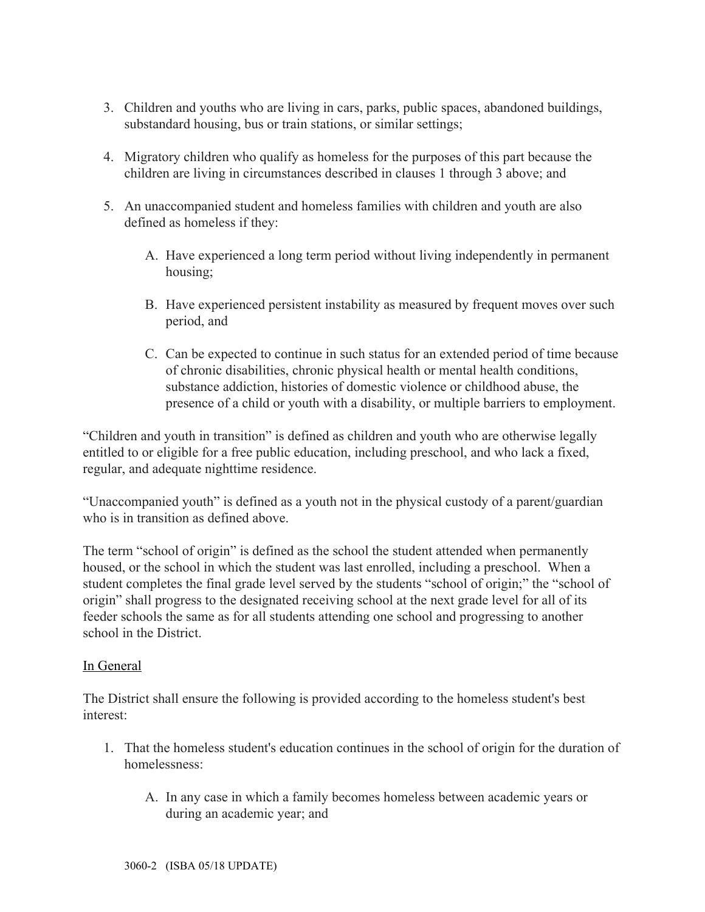3. Children and youths who are living in cars, parks, public spaces, abandoned buildings, substandard housing, bus or train stations, or similar settings;

4. Migratory children who qualify as homeless for the purposes of this part because the children are living in circumstances described in clauses 1 through 3 above; and

5. An unaccompanied student and homeless families with children and youth are also defined as homeless if they:

   A. Have experienced a long term period without living independently in permanent housing;

   B. Have experienced persistent instability as measured by frequent moves over such period, and

   C. Can be expected to continue in such status for an extended period of time because of chronic disabilities, chronic physical health or mental health conditions, substance addiction, histories of domestic violence or childhood abuse, the presence of a child or youth with a disability, or multiple barriers to employment.

"Children and youth in transition" is defined as children and youth who are otherwise legally entitled to or eligible for a free public education, including preschool, and who lack a fixed, regular, and adequate nighttime residence.

"Unaccompanied youth" is defined as a youth not in the physical custody of a parent/guardian who is in transition as defined above.

The term "school of origin" is defined as the school the student attended when permanently housed, or the school in which the student was last enrolled, including a preschool. When a student completes the final grade level served by the students "school of origin;" the "school of origin" shall progress to the designated receiving school at the next grade level for all of its feeder schools the same as for all students attending one school and progressing to another school in the District.

In General

The District shall ensure the following is provided according to the homeless student's best interest:

1. That the homeless student's education continues in the school of origin for the duration of homelessness:

   A. In any case in which a family becomes homeless between academic years or during an academic year; and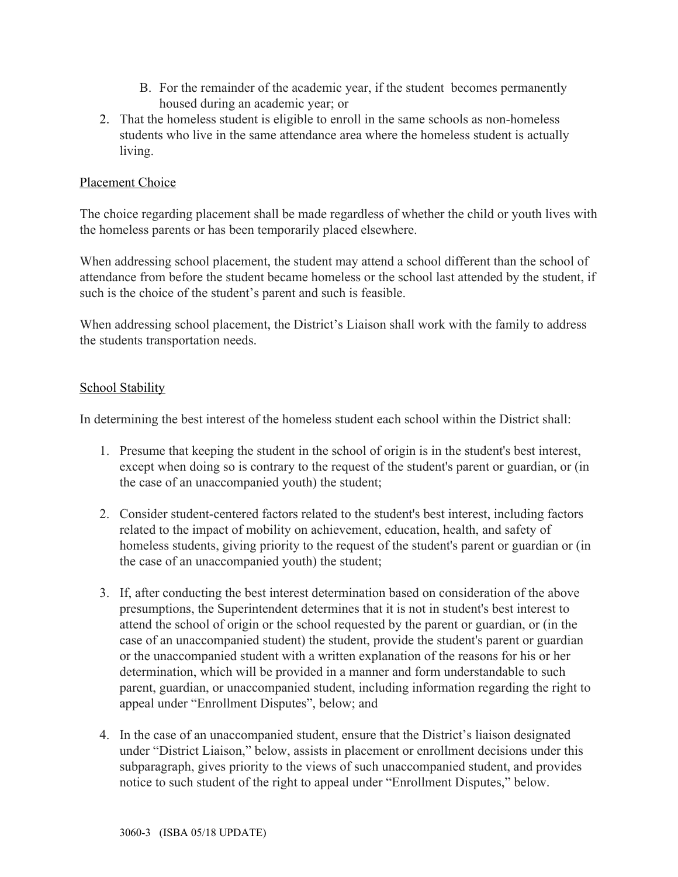B. For the remainder of the academic year, if the student becomes permanently housed during an academic year; or

2. That the homeless student is eligible to enroll in the same schools as non-homeless students who live in the same attendance area where the homeless student is actually living.

<u>Placement Choice</u>

The choice regarding placement shall be made regardless of whether the child or youth lives with the homeless parents or has been temporarily placed elsewhere.

When addressing school placement, the student may attend a school different than the school of attendance from before the student became homeless or the school last attended by the student, if such is the choice of the student's parent and such is feasible.

When addressing school placement, the District's Liaison shall work with the family to address the students transportation needs.

<u>School Stability</u>

In determining the best interest of the homeless student each school within the District shall:

1. Presume that keeping the student in the school of origin is in the student's best interest, except when doing so is contrary to the request of the student's parent or guardian, or (in the case of an unaccompanied youth) the student;

2. Consider student-centered factors related to the student's best interest, including factors related to the impact of mobility on achievement, education, health, and safety of homeless students, giving priority to the request of the student's parent or guardian or (in the case of an unaccompanied youth) the student;

3. If, after conducting the best interest determination based on consideration of the above presumptions, the Superintendent determines that it is not in student's best interest to attend the school of origin or the school requested by the parent or guardian, or (in the case of an unaccompanied student) the student, provide the student's parent or guardian or the unaccompanied student with a written explanation of the reasons for his or her determination, which will be provided in a manner and form understandable to such parent, guardian, or unaccompanied student, including information regarding the right to appeal under "Enrollment Disputes", below; and

4. In the case of an unaccompanied student, ensure that the District's liaison designated under "District Liaison," below, assists in placement or enrollment decisions under this subparagraph, gives priority to the views of such unaccompanied student, and provides notice to such student of the right to appeal under "Enrollment Disputes," below.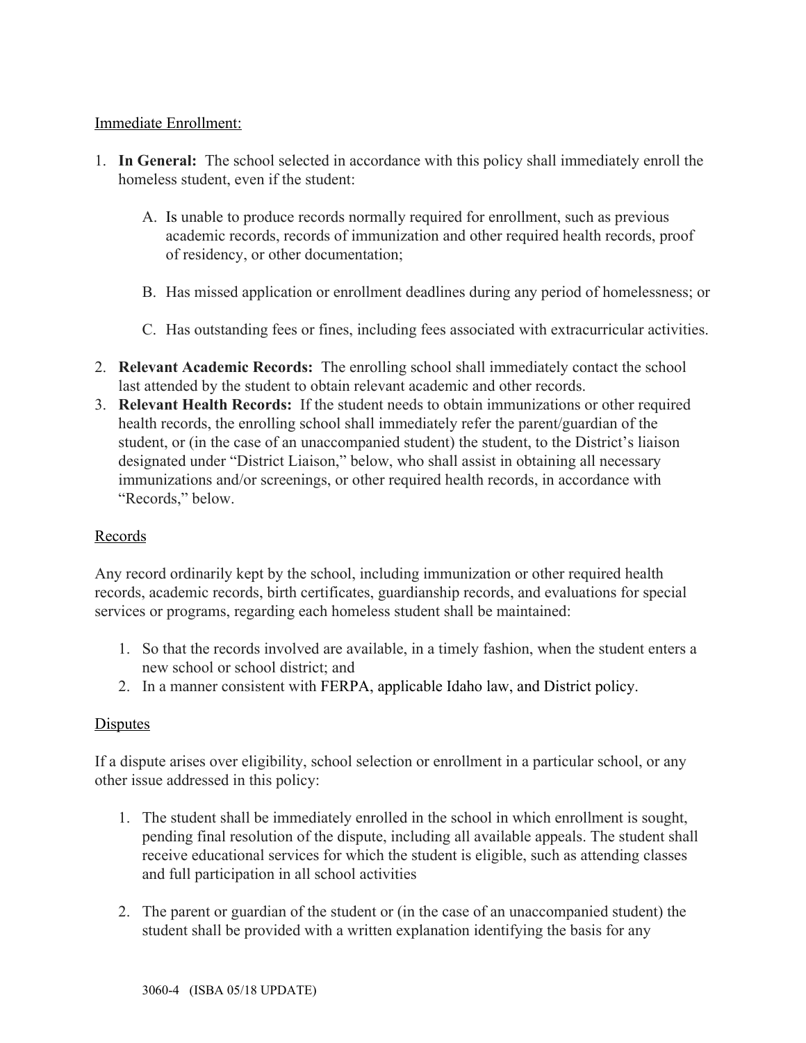Immediate Enrollment:

1. **In General:** The school selected in accordance with this policy shall immediately enroll the homeless student, even if the student:

   A. Is unable to produce records normally required for enrollment, such as previous academic records, records of immunization and other required health records, proof of residency, or other documentation;

   B. Has missed application or enrollment deadlines during any period of homelessness; or

   C. Has outstanding fees or fines, including fees associated with extracurricular activities.

2. **Relevant Academic Records:** The enrolling school shall immediately contact the school last attended by the student to obtain relevant academic and other records.
3. **Relevant Health Records:** If the student needs to obtain immunizations or other required health records, the enrolling school shall immediately refer the parent/guardian of the student, or (in the case of an unaccompanied student) the student, to the District's liaison designated under "District Liaison," below, who shall assist in obtaining all necessary immunizations and/or screenings, or other required health records, in accordance with "Records," below.

Records

Any record ordinarily kept by the school, including immunization or other required health records, academic records, birth certificates, guardianship records, and evaluations for special services or programs, regarding each homeless student shall be maintained:

1. So that the records involved are available, in a timely fashion, when the student enters a new school or school district; and
2. In a manner consistent with FERPA, applicable Idaho law, and District policy.

Disputes

If a dispute arises over eligibility, school selection or enrollment in a particular school, or any other issue addressed in this policy:

1. The student shall be immediately enrolled in the school in which enrollment is sought, pending final resolution of the dispute, including all available appeals. The student shall receive educational services for which the student is eligible, such as attending classes and full participation in all school activities

2. The parent or guardian of the student or (in the case of an unaccompanied student) the student shall be provided with a written explanation identifying the basis for any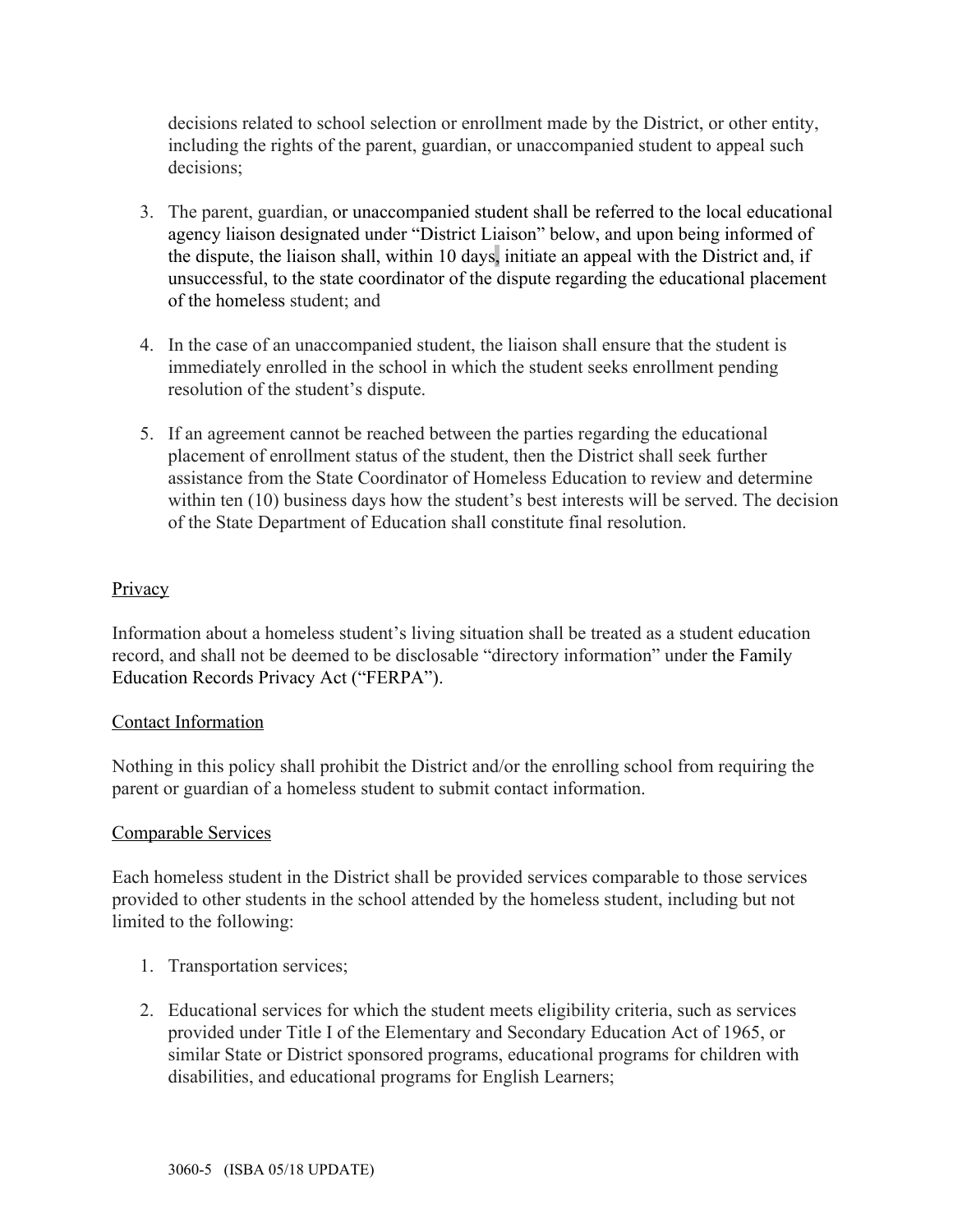decisions related to school selection or enrollment made by the District, or other entity, including the rights of the parent, guardian, or unaccompanied student to appeal such decisions;

3. The parent, guardian, or unaccompanied student shall be referred to the local educational agency liaison designated under "District Liaison" below, and upon being informed of the dispute, the liaison shall, within 10 days, initiate an appeal with the District and, if unsuccessful, to the state coordinator of the dispute regarding the educational placement of the homeless student; and

4. In the case of an unaccompanied student, the liaison shall ensure that the student is immediately enrolled in the school in which the student seeks enrollment pending resolution of the student's dispute.

5. If an agreement cannot be reached between the parties regarding the educational placement of enrollment status of the student, then the District shall seek further assistance from the State Coordinator of Homeless Education to review and determine within ten (10) business days how the student's best interests will be served. The decision of the State Department of Education shall constitute final resolution.

Privacy

Information about a homeless student's living situation shall be treated as a student education record, and shall not be deemed to be disclosable "directory information" under the Family Education Records Privacy Act ("FERPA").

Contact Information

Nothing in this policy shall prohibit the District and/or the enrolling school from requiring the parent or guardian of a homeless student to submit contact information.

Comparable Services

Each homeless student in the District shall be provided services comparable to those services provided to other students in the school attended by the homeless student, including but not limited to the following:

1. Transportation services;

2. Educational services for which the student meets eligibility criteria, such as services provided under Title I of the Elementary and Secondary Education Act of 1965, or similar State or District sponsored programs, educational programs for children with disabilities, and educational programs for English Learners;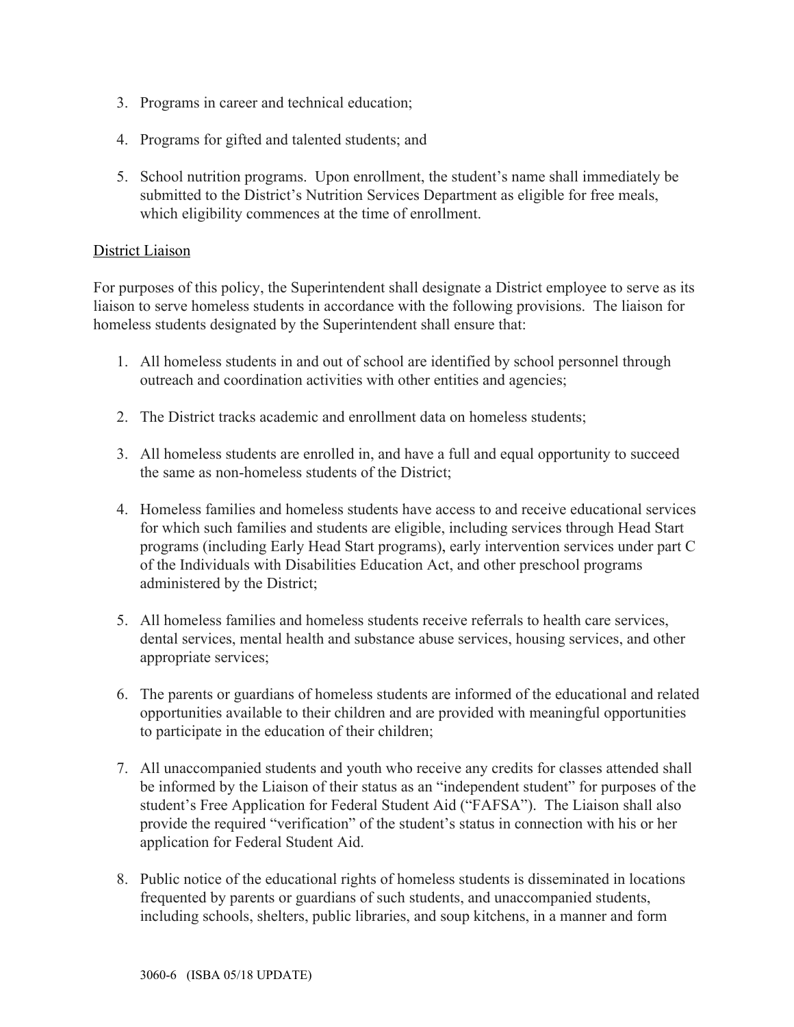3. Programs in career and technical education;

4. Programs for gifted and talented students; and

5. School nutrition programs. Upon enrollment, the student's name shall immediately be submitted to the District's Nutrition Services Department as eligible for free meals, which eligibility commences at the time of enrollment.

<u>District Liaison</u>

For purposes of this policy, the Superintendent shall designate a District employee to serve as its liaison to serve homeless students in accordance with the following provisions. The liaison for homeless students designated by the Superintendent shall ensure that:

1. All homeless students in and out of school are identified by school personnel through outreach and coordination activities with other entities and agencies;

2. The District tracks academic and enrollment data on homeless students;

3. All homeless students are enrolled in, and have a full and equal opportunity to succeed the same as non-homeless students of the District;

4. Homeless families and homeless students have access to and receive educational services for which such families and students are eligible, including services through Head Start programs (including Early Head Start programs), early intervention services under part C of the Individuals with Disabilities Education Act, and other preschool programs administered by the District;

5. All homeless families and homeless students receive referrals to health care services, dental services, mental health and substance abuse services, housing services, and other appropriate services;

6. The parents or guardians of homeless students are informed of the educational and related opportunities available to their children and are provided with meaningful opportunities to participate in the education of their children;

7. All unaccompanied students and youth who receive any credits for classes attended shall be informed by the Liaison of their status as an "independent student" for purposes of the student's Free Application for Federal Student Aid ("FAFSA"). The Liaison shall also provide the required "verification" of the student's status in connection with his or her application for Federal Student Aid.

8. Public notice of the educational rights of homeless students is disseminated in locations frequented by parents or guardians of such students, and unaccompanied students, including schools, shelters, public libraries, and soup kitchens, in a manner and form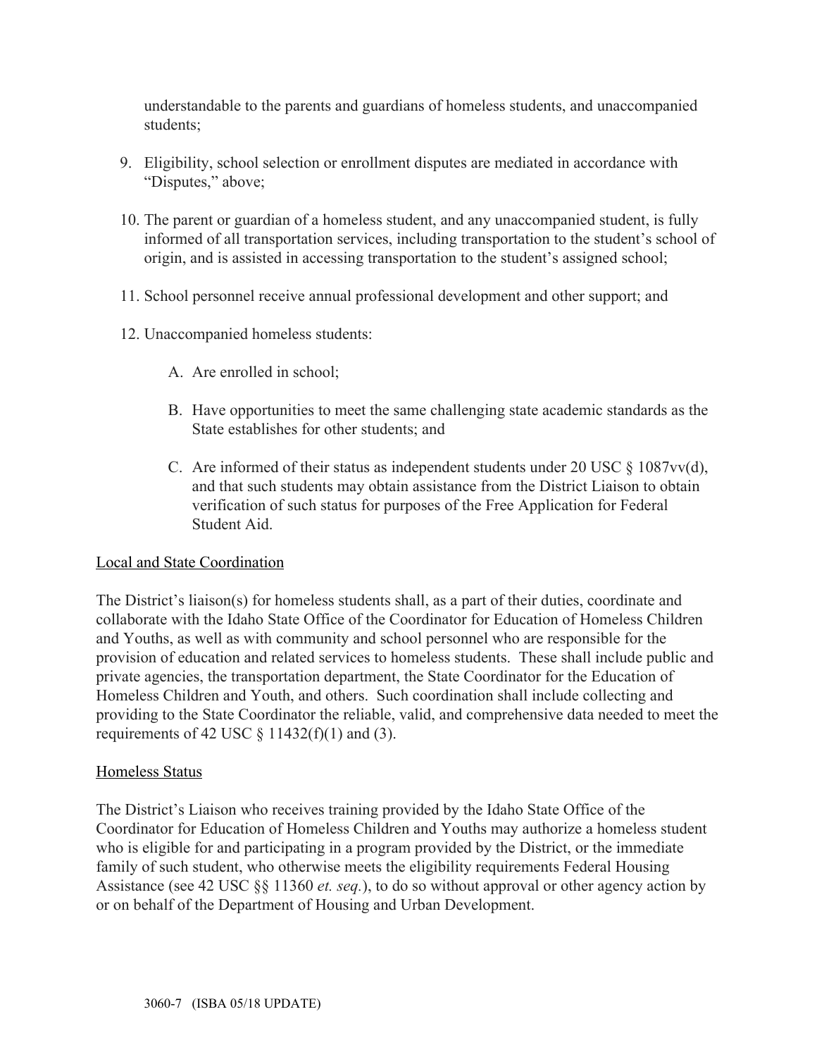understandable to the parents and guardians of homeless students, and unaccompanied students;

9. Eligibility, school selection or enrollment disputes are mediated in accordance with "Disputes," above;

10. The parent or guardian of a homeless student, and any unaccompanied student, is fully informed of all transportation services, including transportation to the student's school of origin, and is assisted in accessing transportation to the student's assigned school;

11. School personnel receive annual professional development and other support; and

12. Unaccompanied homeless students:

    A. Are enrolled in school;

    B. Have opportunities to meet the same challenging state academic standards as the State establishes for other students; and

    C. Are informed of their status as independent students under 20 USC § 1087vv(d), and that such students may obtain assistance from the District Liaison to obtain verification of such status for purposes of the Free Application for Federal Student Aid.

## Local and State Coordination

The District's liaison(s) for homeless students shall, as a part of their duties, coordinate and collaborate with the Idaho State Office of the Coordinator for Education of Homeless Children and Youths, as well as with community and school personnel who are responsible for the provision of education and related services to homeless students. These shall include public and private agencies, the transportation department, the State Coordinator for the Education of Homeless Children and Youth, and others. Such coordination shall include collecting and providing to the State Coordinator the reliable, valid, and comprehensive data needed to meet the requirements of 42 USC § 11432(f)(1) and (3).

## Homeless Status

The District's Liaison who receives training provided by the Idaho State Office of the Coordinator for Education of Homeless Children and Youths may authorize a homeless student who is eligible for and participating in a program provided by the District, or the immediate family of such student, who otherwise meets the eligibility requirements Federal Housing Assistance (see 42 USC §§ 11360 *et. seq.*), to do so without approval or other agency action by or on behalf of the Department of Housing and Urban Development.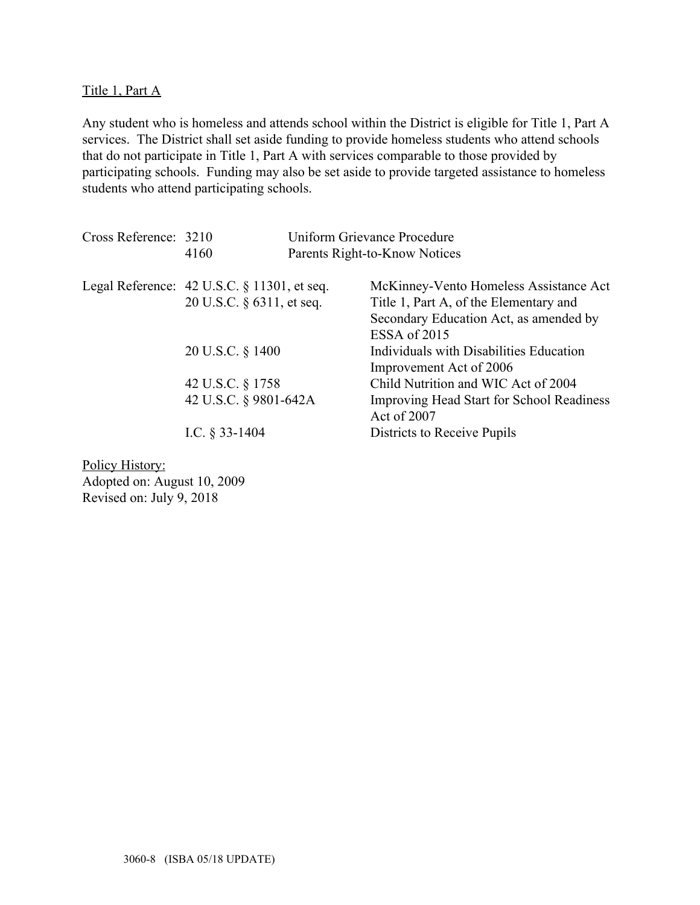Title 1, Part A

Any student who is homeless and attends school within the District is eligible for Title 1, Part A services. The District shall set aside funding to provide homeless students who attend schools that do not participate in Title 1, Part A with services comparable to those provided by participating schools. Funding may also be set aside to provide targeted assistance to homeless students who attend participating schools.

| | | |
|---|---|---|
| Cross Reference: | 3210 | Uniform Grievance Procedure |
| | 4160 | Parents Right-to-Know Notices |

| | | |
|---|---|---|
| Legal Reference: | 42 U.S.C. § 11301, et seq. | McKinney-Vento Homeless Assistance Act |
| | 20 U.S.C. § 6311, et seq. | Title 1, Part A, of the Elementary and Secondary Education Act, as amended by ESSA of 2015 |
| | 20 U.S.C. § 1400 | Individuals with Disabilities Education Improvement Act of 2006 |
| | 42 U.S.C. § 1758 | Child Nutrition and WIC Act of 2004 |
| | 42 U.S.C. § 9801-642A | Improving Head Start for School Readiness Act of 2007 |
| | I.C. § 33-1404 | Districts to Receive Pupils |

Policy History:
Adopted on: August 10, 2009
Revised on: July 9, 2018

3060-8 (ISBA 05/18 UPDATE)